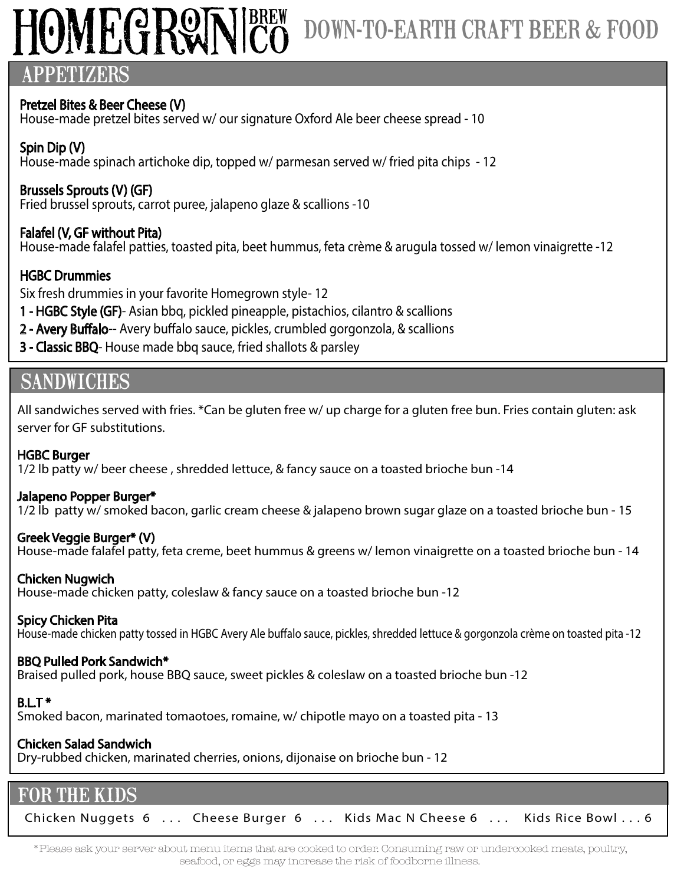# HOMEGROWN BREW CO — DOWN-TO-EARTH CRAFT BEER & FOOD

## APPETIZERS

**Pretzel Bites & Beer Cheese (V)**
House-made pretzel bites served w/ our signature Oxford Ale beer cheese spread - 10

**Spin Dip (V)**
House-made spinach artichoke dip, topped w/ parmesan served w/ fried pita chips - 12

**Brussels Sprouts (V) (GF)**
Fried brussel sprouts, carrot puree, jalapeno glaze & scallions -10

**Falafel (V, GF without Pita)**
House-made falafel patties, toasted pita, beet hummus, feta crème & arugula tossed w/ lemon vinaigrette -12

**HGBC Drummies**
Six fresh drummies in your favorite Homegrown style- 12

**1 - HGBC Style (GF)**- Asian bbq, pickled pineapple, pistachios, cilantro & scallions

**2 - Avery Buffalo**-- Avery buffalo sauce, pickles, crumbled gorgonzola, & scallions

**3 - Classic BBQ**- House made bbq sauce, fried shallots & parsley

## SANDWICHES

All sandwiches served with fries. *Can be gluten free w/ up charge for a gluten free bun. Fries contain gluten: ask server for GF substitutions.

**HGBC Burger**
1/2 lb patty w/ beer cheese , shredded lettuce, & fancy sauce on a toasted brioche bun -14

**Jalapeno Popper Burger***
1/2 lb patty w/ smoked bacon, garlic cream cheese & jalapeno brown sugar glaze on a toasted brioche bun - 15

**Greek Veggie Burger* (V)**
House-made falafel patty, feta creme, beet hummus & greens w/ lemon vinaigrette on a toasted brioche bun - 14

**Chicken Nugwich**
House-made chicken patty, coleslaw & fancy sauce on a toasted brioche bun -12

**Spicy Chicken Pita**
House-made chicken patty tossed in HGBC Avery Ale buffalo sauce, pickles, shredded lettuce & gorgonzola crème on toasted pita -12

**BBQ Pulled Pork Sandwich***
Braised pulled pork, house BBQ sauce, sweet pickles & coleslaw on a toasted brioche bun -12

**B.L.T ***
Smoked bacon, marinated tomaotoes, romaine, w/ chipotle mayo on a toasted pita - 13

**Chicken Salad Sandwich**
Dry-rubbed chicken, marinated cherries, onions, dijonaise on brioche bun - 12

## FOR THE KIDS

Chicken Nuggets 6 . . . Cheese Burger 6 . . . Kids Mac N Cheese 6 . . . Kids Rice Bowl . . . 6

*Please ask your server about menu items that are cooked to order. Consuming raw or undercooked meats, poultry, seafood, or eggs may increase the risk of foodborne illness.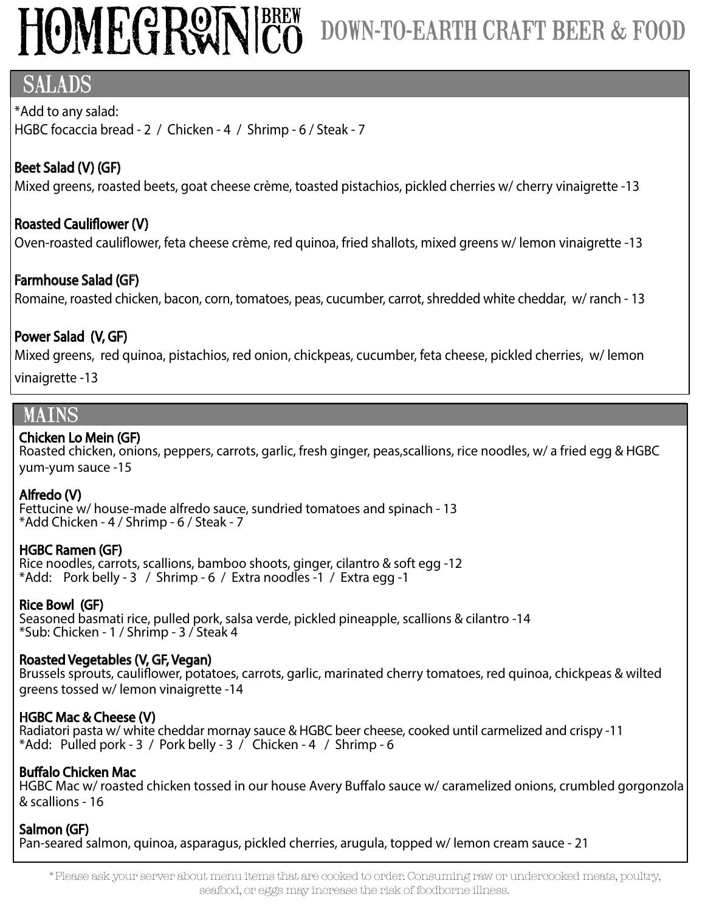# HOMEGROWN BREW CO — DOWN-TO-EARTH CRAFT BEER & FOOD

## SALADS

*Add to any salad:
HGBC focaccia bread - 2 / Chicken - 4 / Shrimp - 6 / Steak - 7

**Beet Salad (V) (GF)**
Mixed greens, roasted beets, goat cheese crème, toasted pistachios, pickled cherries w/ cherry vinaigrette -13

**Roasted Cauliflower (V)**
Oven-roasted cauliflower, feta cheese crème, red quinoa, fried shallots, mixed greens w/ lemon vinaigrette -13

**Farmhouse Salad (GF)**
Romaine, roasted chicken, bacon, corn, tomatoes, peas, cucumber, carrot, shredded white cheddar, w/ ranch - 13

**Power Salad (V, GF)**
Mixed greens, red quinoa, pistachios, red onion, chickpeas, cucumber, feta cheese, pickled cherries, w/ lemon vinaigrette -13

## MAINS

**Chicken Lo Mein (GF)**
Roasted chicken, onions, peppers, carrots, garlic, fresh ginger, peas,scallions, rice noodles, w/ a fried egg & HGBC yum-yum sauce -15

**Alfredo (V)**
Fettucine w/ house-made alfredo sauce, sundried tomatoes and spinach - 13
*Add Chicken - 4 / Shrimp - 6 / Steak - 7

**HGBC Ramen (GF)**
Rice noodles, carrots, scallions, bamboo shoots, ginger, cilantro & soft egg -12
*Add: Pork belly - 3 / Shrimp - 6 / Extra noodles -1 / Extra egg -1

**Rice Bowl (GF)**
Seasoned basmati rice, pulled pork, salsa verde, pickled pineapple, scallions & cilantro -14
*Sub: Chicken - 1 / Shrimp - 3 / Steak 4

**Roasted Vegetables (V, GF, Vegan)**
Brussels sprouts, cauliflower, potatoes, carrots, garlic, marinated cherry tomatoes, red quinoa, chickpeas & wilted greens tossed w/ lemon vinaigrette -14

**HGBC Mac & Cheese (V)**
Radiatori pasta w/ white cheddar mornay sauce & HGBC beer cheese, cooked until carmelized and crispy -11
*Add: Pulled pork - 3 / Pork belly - 3 / Chicken - 4 / Shrimp - 6

**Buffalo Chicken Mac**
HGBC Mac w/ roasted chicken tossed in our house Avery Buffalo sauce w/ caramelized onions, crumbled gorgonzola & scallions - 16

**Salmon (GF)**
Pan-seared salmon, quinoa, asparagus, pickled cherries, arugula, topped w/ lemon cream sauce - 21

*Please ask your server about menu items that are cooked to order. Consuming raw or undercooked meats, poultry, seafood, or eggs may increase the risk of foodborne illness.